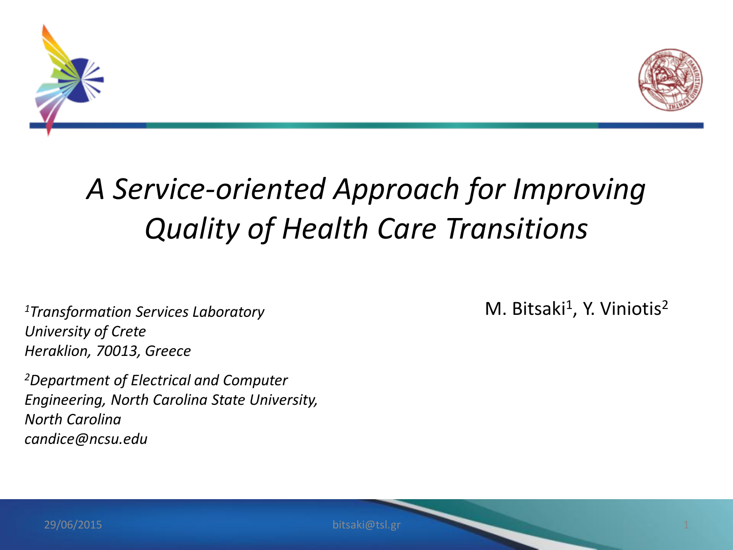# *A Service-oriented Approach for Improving Quality of Health Care Transitions*

M. Bitsaki[1], Y. Viniotis[2]

*[1]Transformation Services Laboratory*
*University of Crete*
*Heraklion, 70013, Greece*

*[2]Department of Electrical and Computer Engineering, North Carolina State University, North Carolina*
*candice@ncsu.edu*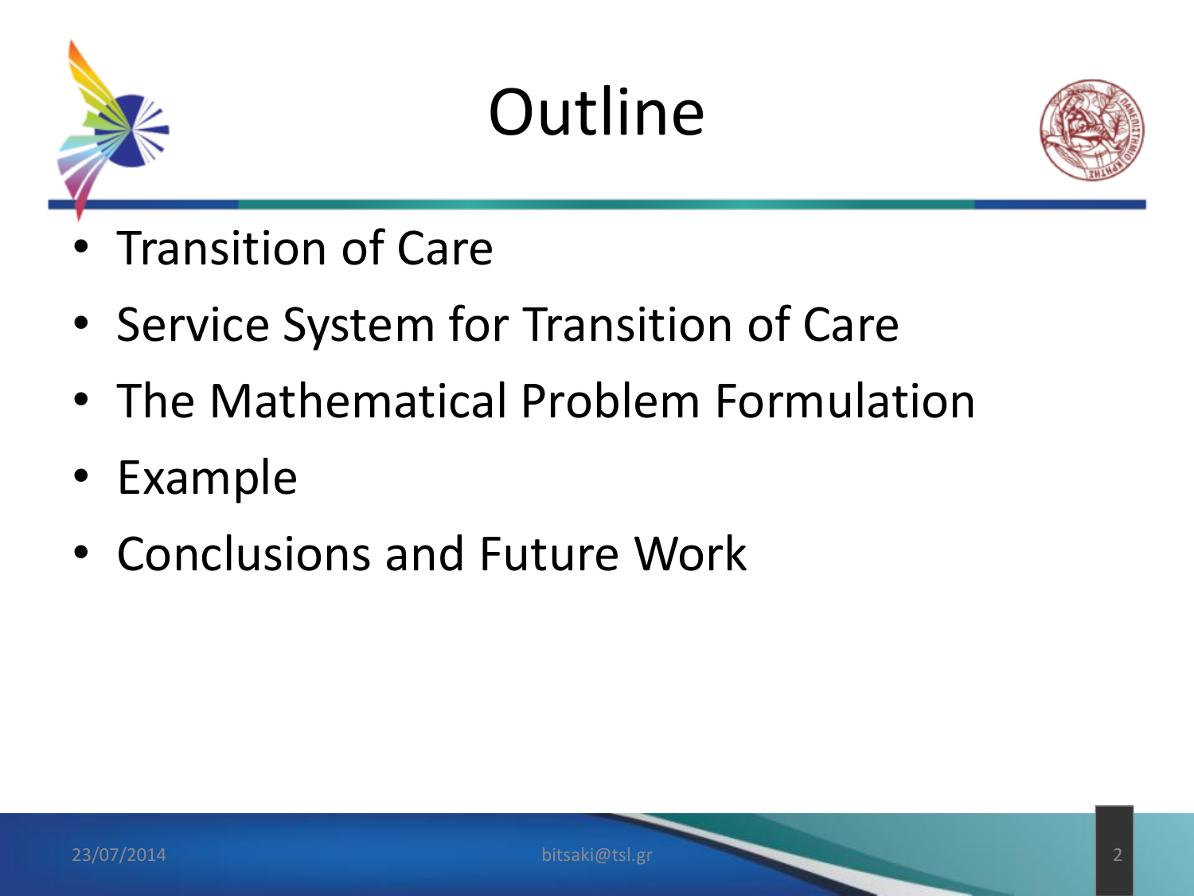# Outline

- Transition of Care
- Service System for Transition of Care
- The Mathematical Problem Formulation
- Example
- Conclusions and Future Work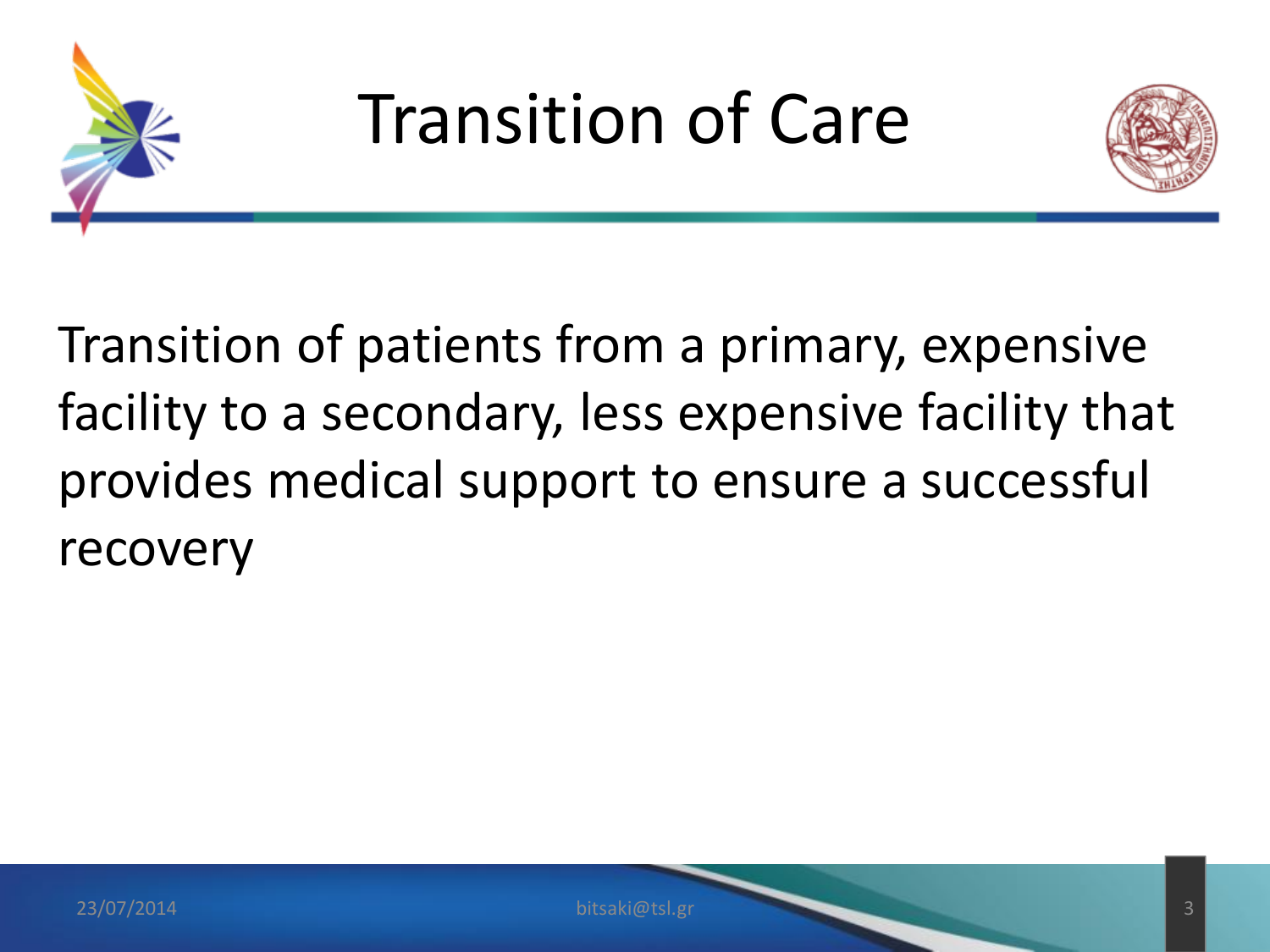# Transition of Care

Transition of patients from a primary, expensive facility to a secondary, less expensive facility that provides medical support to ensure a successful recovery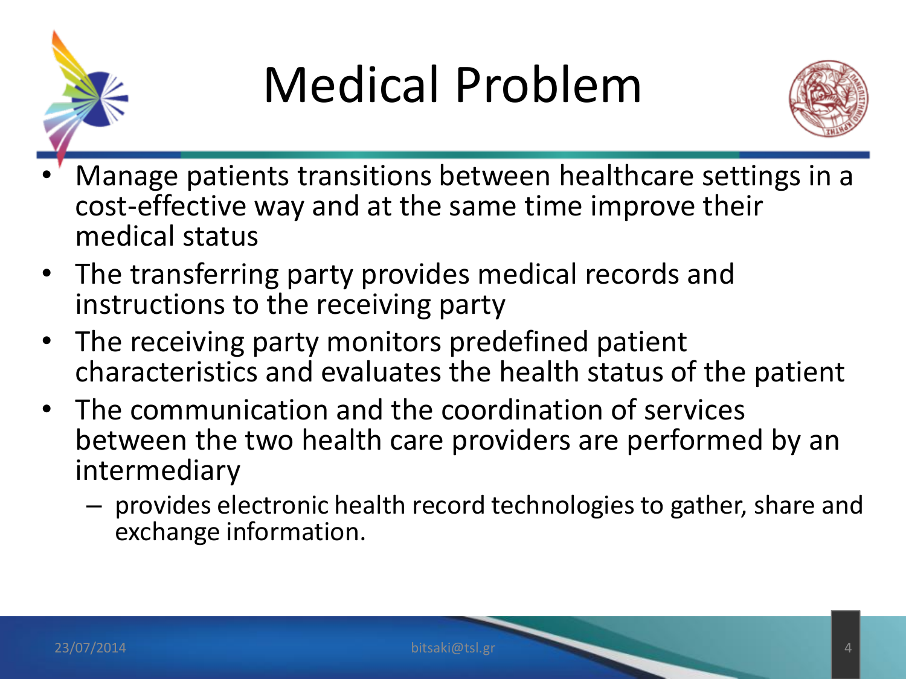# Medical Problem

- Manage patients transitions between healthcare settings in a cost-effective way and at the same time improve their medical status
- The transferring party provides medical records and instructions to the receiving party
- The receiving party monitors predefined patient characteristics and evaluates the health status of the patient
- The communication and the coordination of services between the two health care providers are performed by an intermediary
  - provides electronic health record technologies to gather, share and exchange information.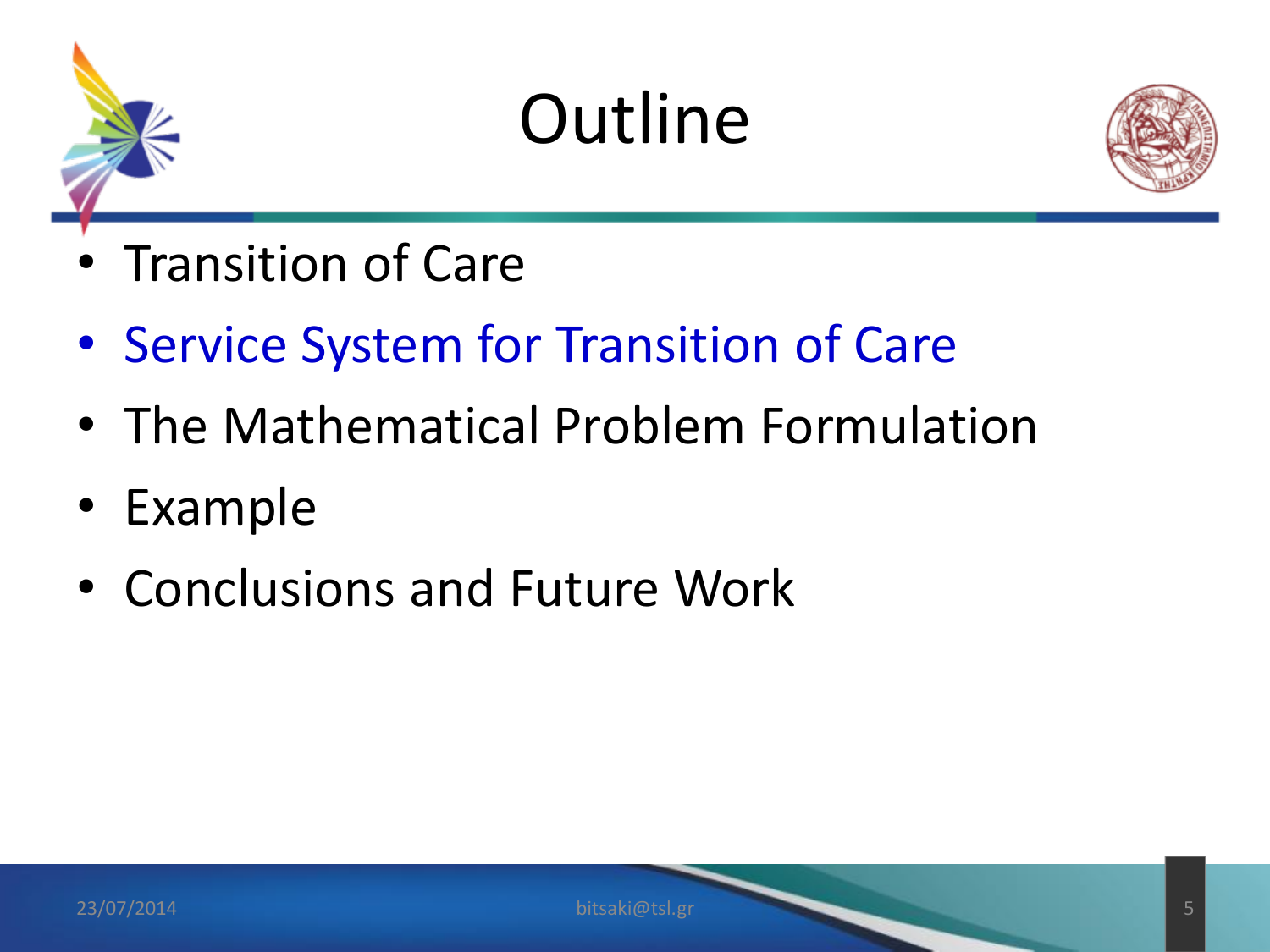# Outline

- Transition of Care
- Service System for Transition of Care
- The Mathematical Problem Formulation
- Example
- Conclusions and Future Work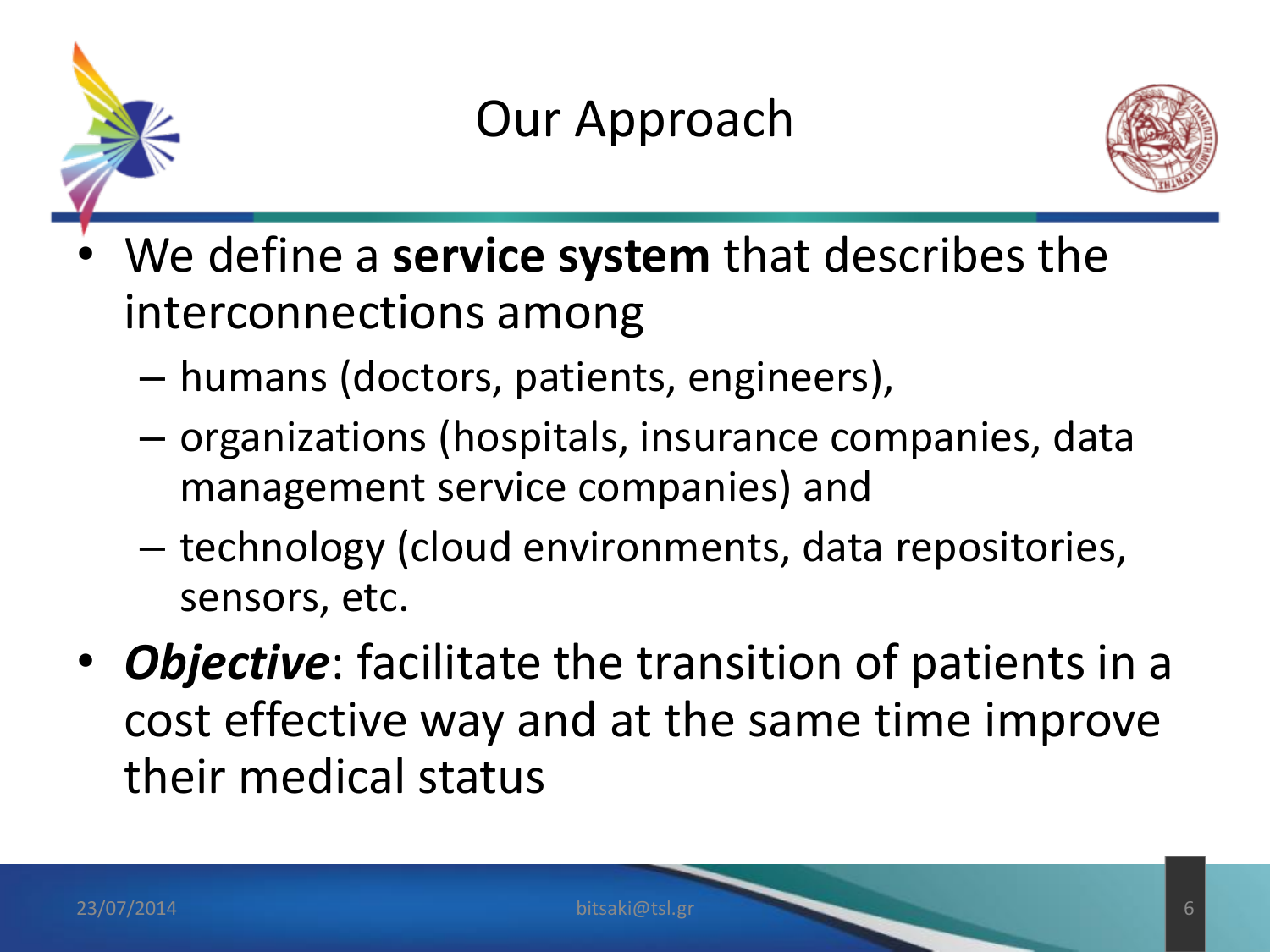# Our Approach

- We define a **service system** that describes the interconnections among
  - humans (doctors, patients, engineers),
  - organizations (hospitals, insurance companies, data management service companies) and
  - technology (cloud environments, data repositories, sensors, etc.
- ***Objective***: facilitate the transition of patients in a cost effective way and at the same time improve their medical status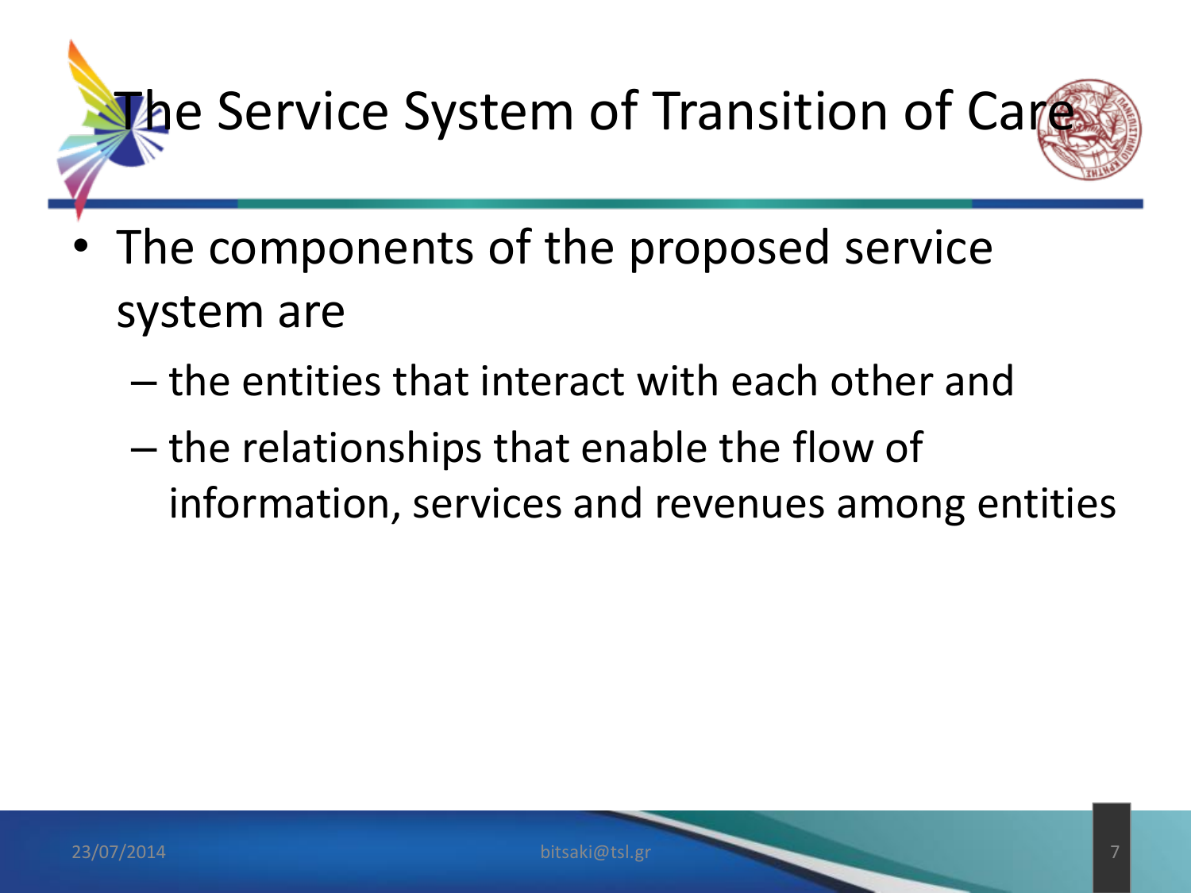# The Service System of Transition of Care

- The components of the proposed service system are
  - the entities that interact with each other and
  - the relationships that enable the flow of information, services and revenues among entities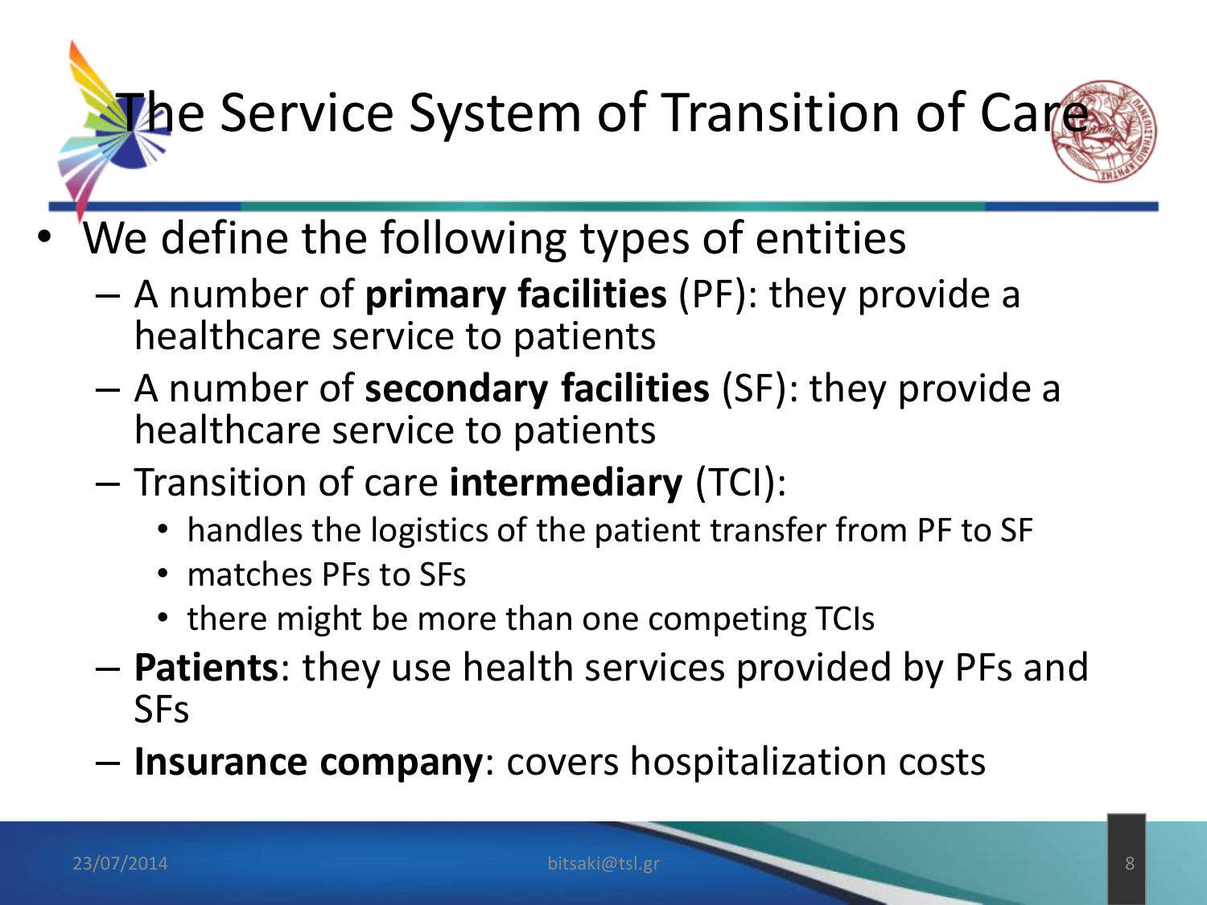# The Service System of Transition of Care

- We define the following types of entities
  - A number of **primary facilities** (PF): they provide a healthcare service to patients
  - A number of **secondary facilities** (SF): they provide a healthcare service to patients
  - Transition of care **intermediary** (TCI):
    - handles the logistics of the patient transfer from PF to SF
    - matches PFs to SFs
    - there might be more than one competing TCIs
  - **Patients**: they use health services provided by PFs and SFs
  - **Insurance company**: covers hospitalization costs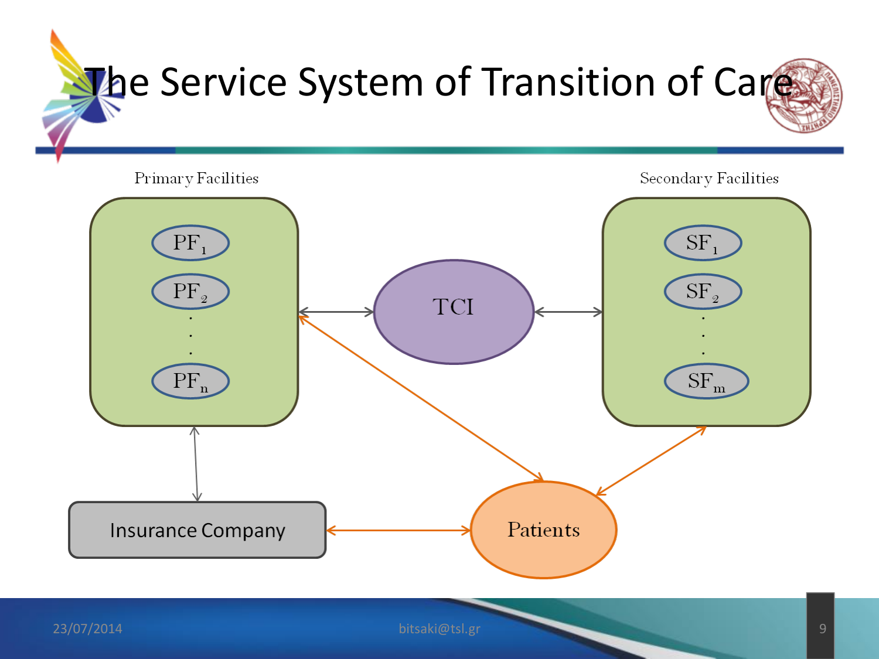# The Service System of Transition of Care

Primary Facilities

$PF_1$

$PF_2$

.
.
.

$PF_n$

TCI

Secondary Facilities

$SF_1$

$SF_2$

.
.
.

$SF_m$

Insurance Company

Patients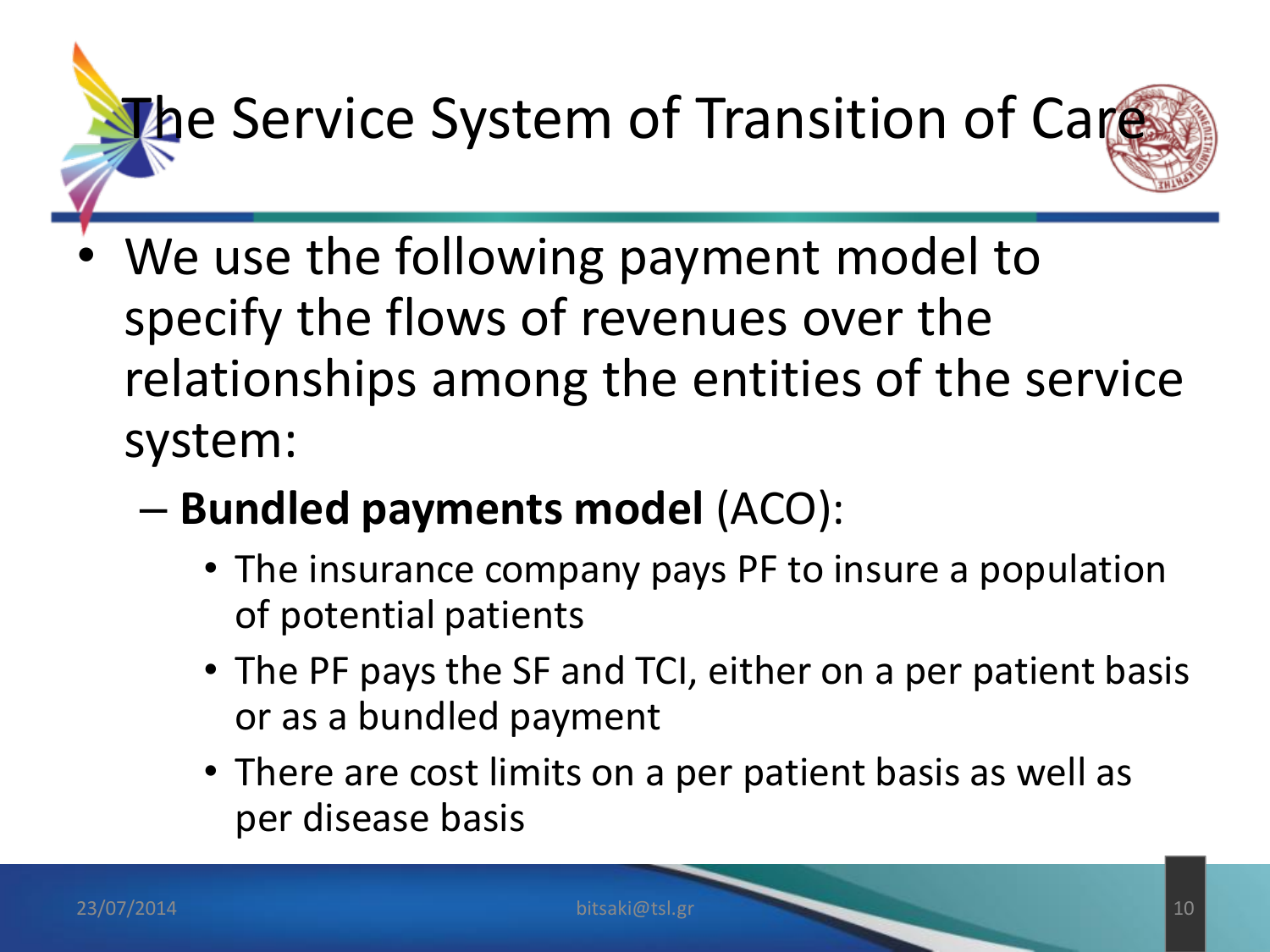# The Service System of Transition of Care

- We use the following payment model to specify the flows of revenues over the relationships among the entities of the service system:
  - **Bundled payments model** (ACO):
    - The insurance company pays PF to insure a population of potential patients
    - The PF pays the SF and TCI, either on a per patient basis or as a bundled payment
    - There are cost limits on a per patient basis as well as per disease basis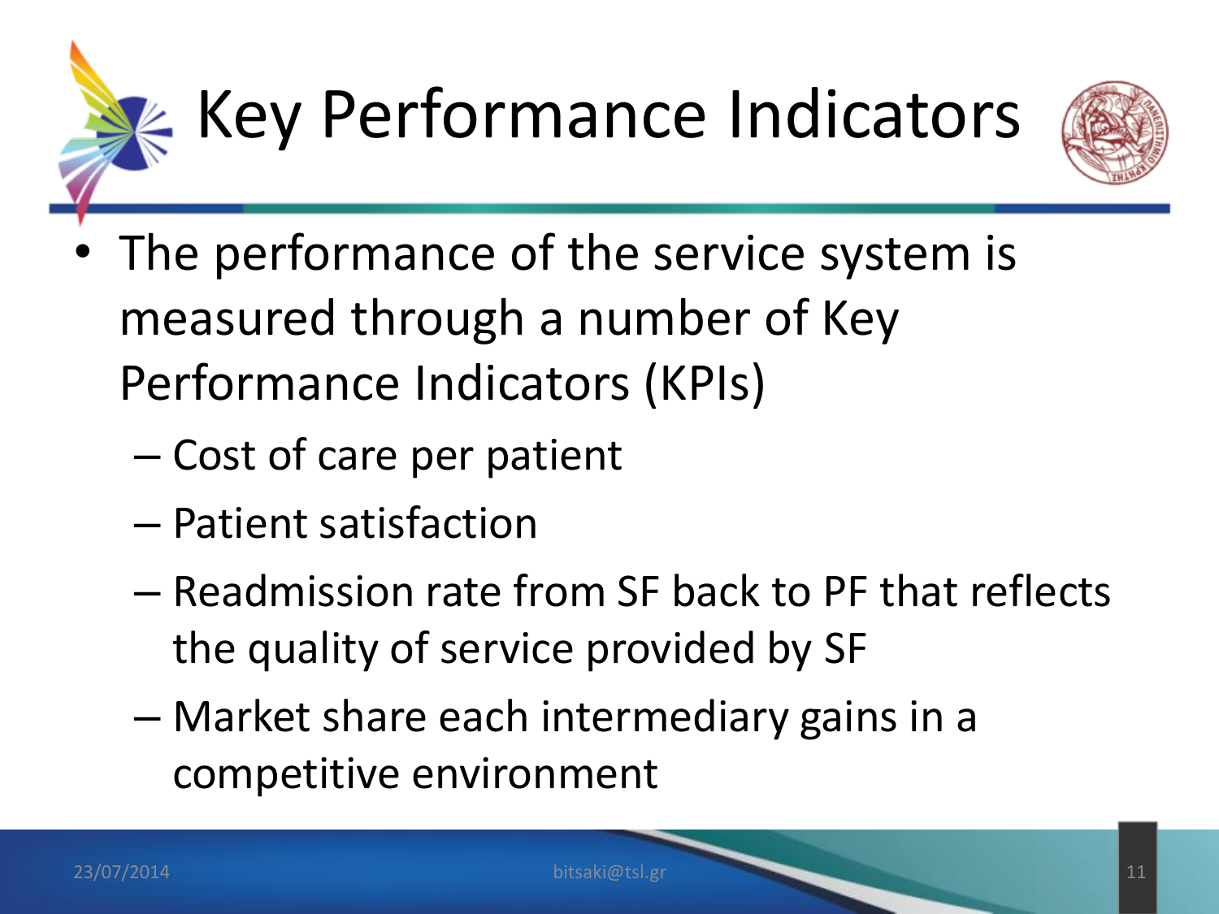# Key Performance Indicators

- The performance of the service system is measured through a number of Key Performance Indicators (KPIs)
  - Cost of care per patient
  - Patient satisfaction
  - Readmission rate from SF back to PF that reflects the quality of service provided by SF
  - Market share each intermediary gains in a competitive environment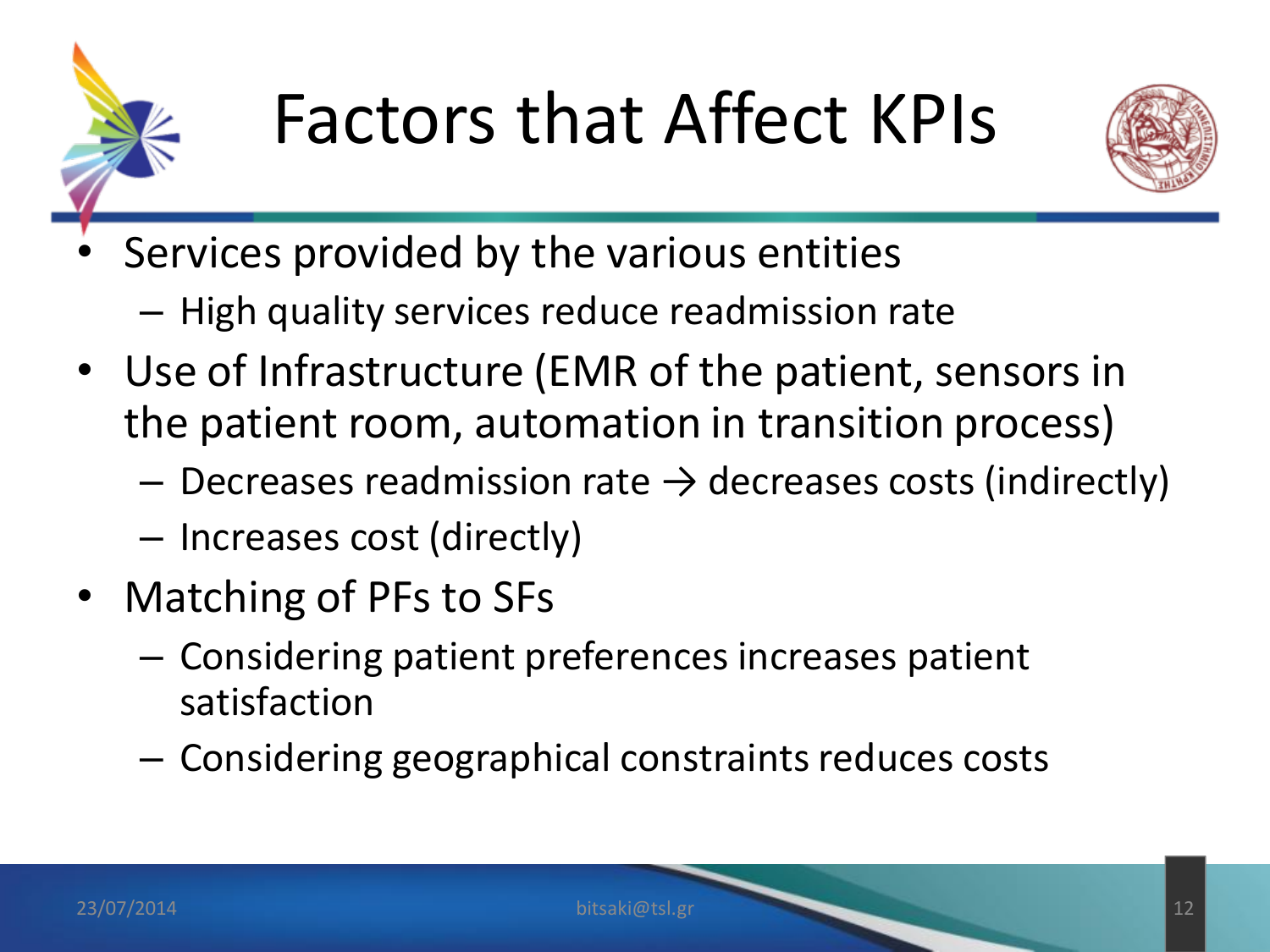# Factors that Affect KPIs

- Services provided by the various entities
  - High quality services reduce readmission rate
- Use of Infrastructure (EMR of the patient, sensors in the patient room, automation in transition process)
  - Decreases readmission rate → decreases costs (indirectly)
  - Increases cost (directly)
- Matching of PFs to SFs
  - Considering patient preferences increases patient satisfaction
  - Considering geographical constraints reduces costs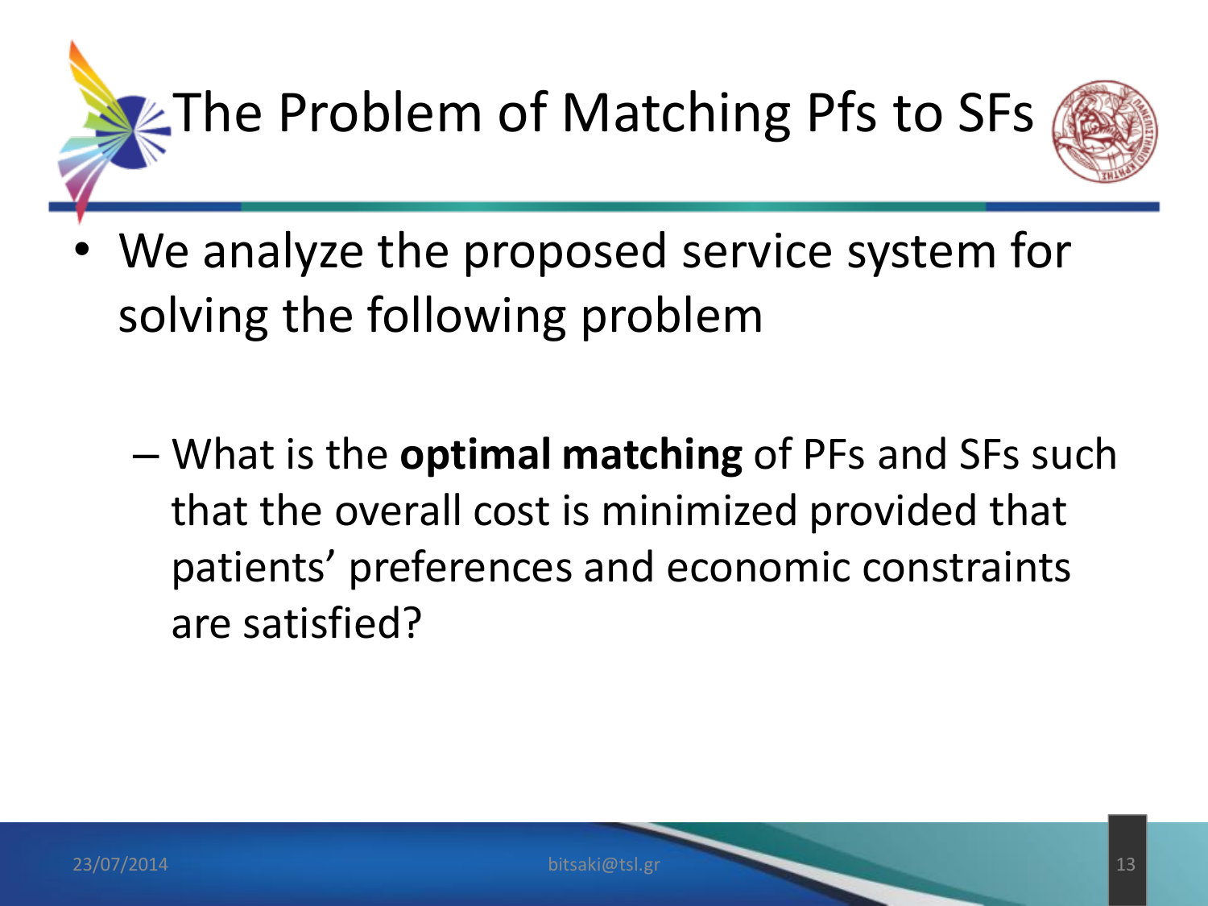# The Problem of Matching Pfs to SFs

- We analyze the proposed service system for solving the following problem

  - What is the **optimal matching** of PFs and SFs such that the overall cost is minimized provided that patients' preferences and economic constraints are satisfied?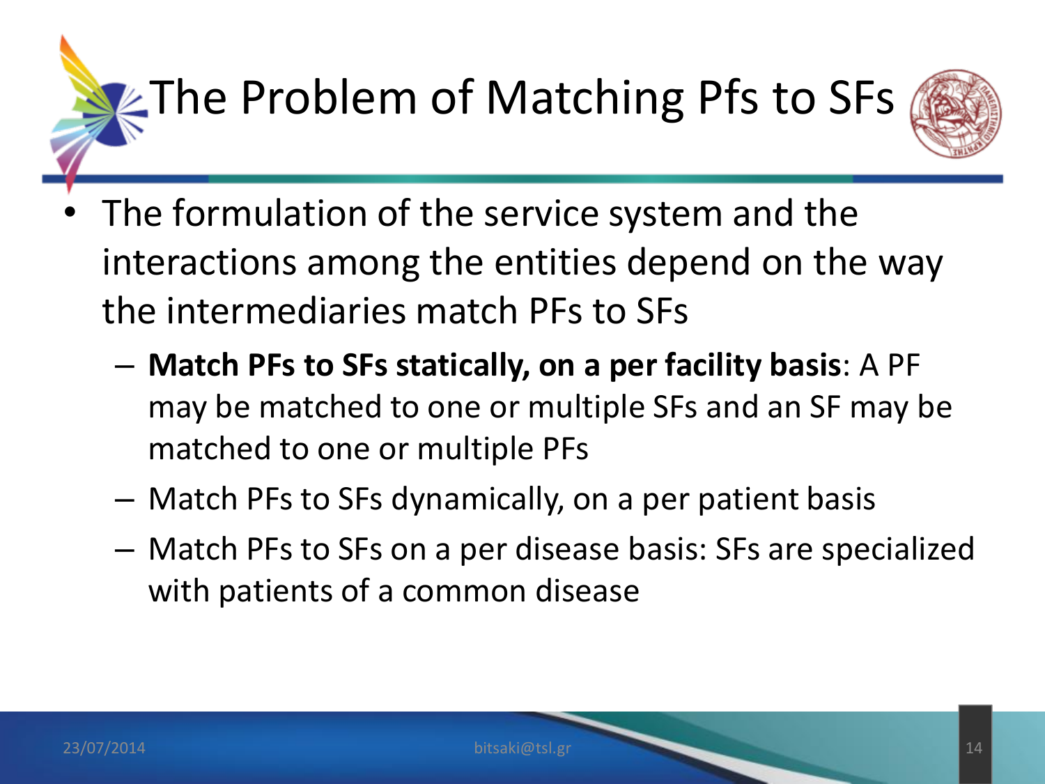# The Problem of Matching Pfs to SFs

- The formulation of the service system and the interactions among the entities depend on the way the intermediaries match PFs to SFs
  - **Match PFs to SFs statically, on a per facility basis**: A PF may be matched to one or multiple SFs and an SF may be matched to one or multiple PFs
  - Match PFs to SFs dynamically, on a per patient basis
  - Match PFs to SFs on a per disease basis: SFs are specialized with patients of a common disease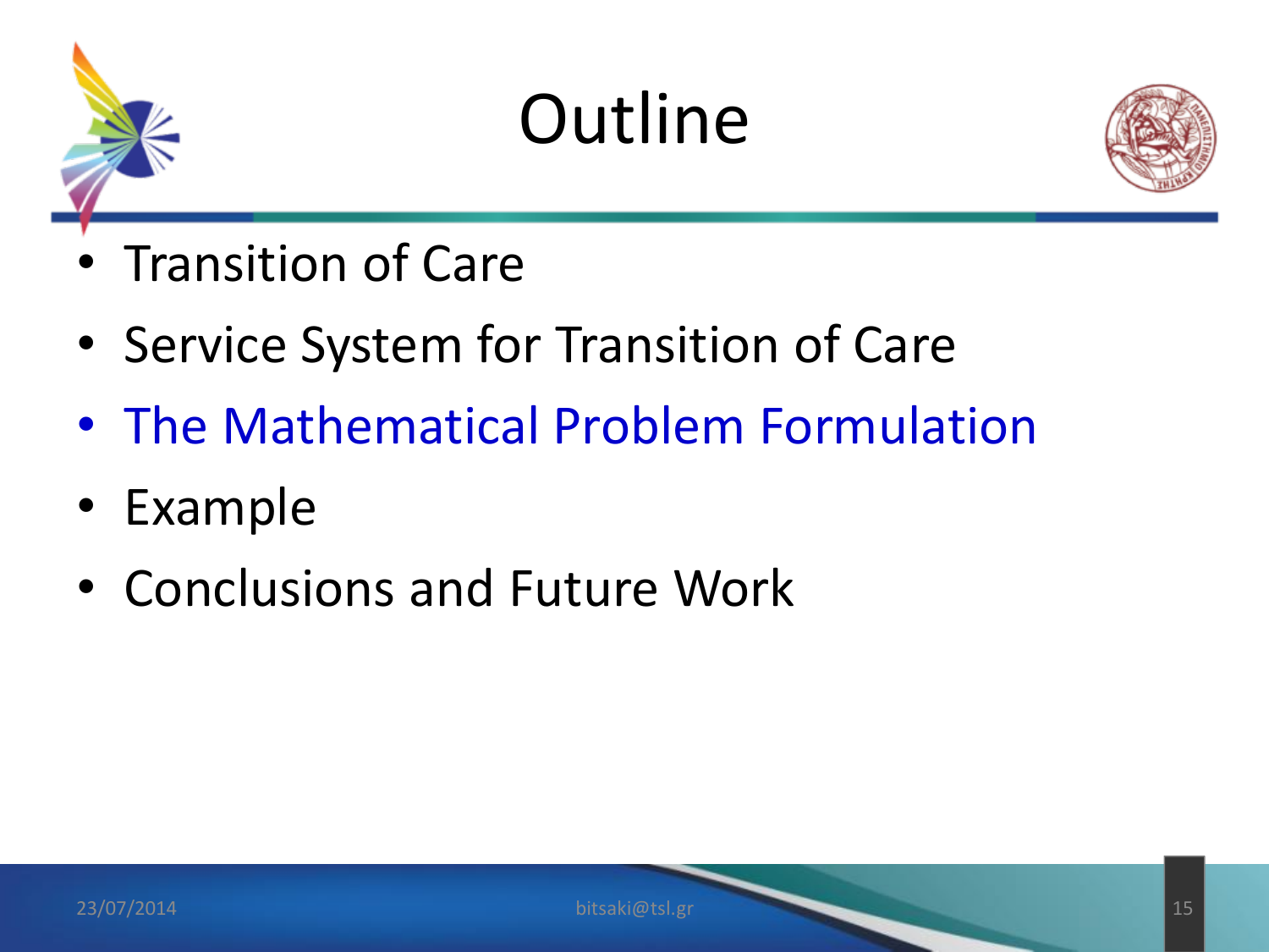# Outline

- Transition of Care
- Service System for Transition of Care
- The Mathematical Problem Formulation
- Example
- Conclusions and Future Work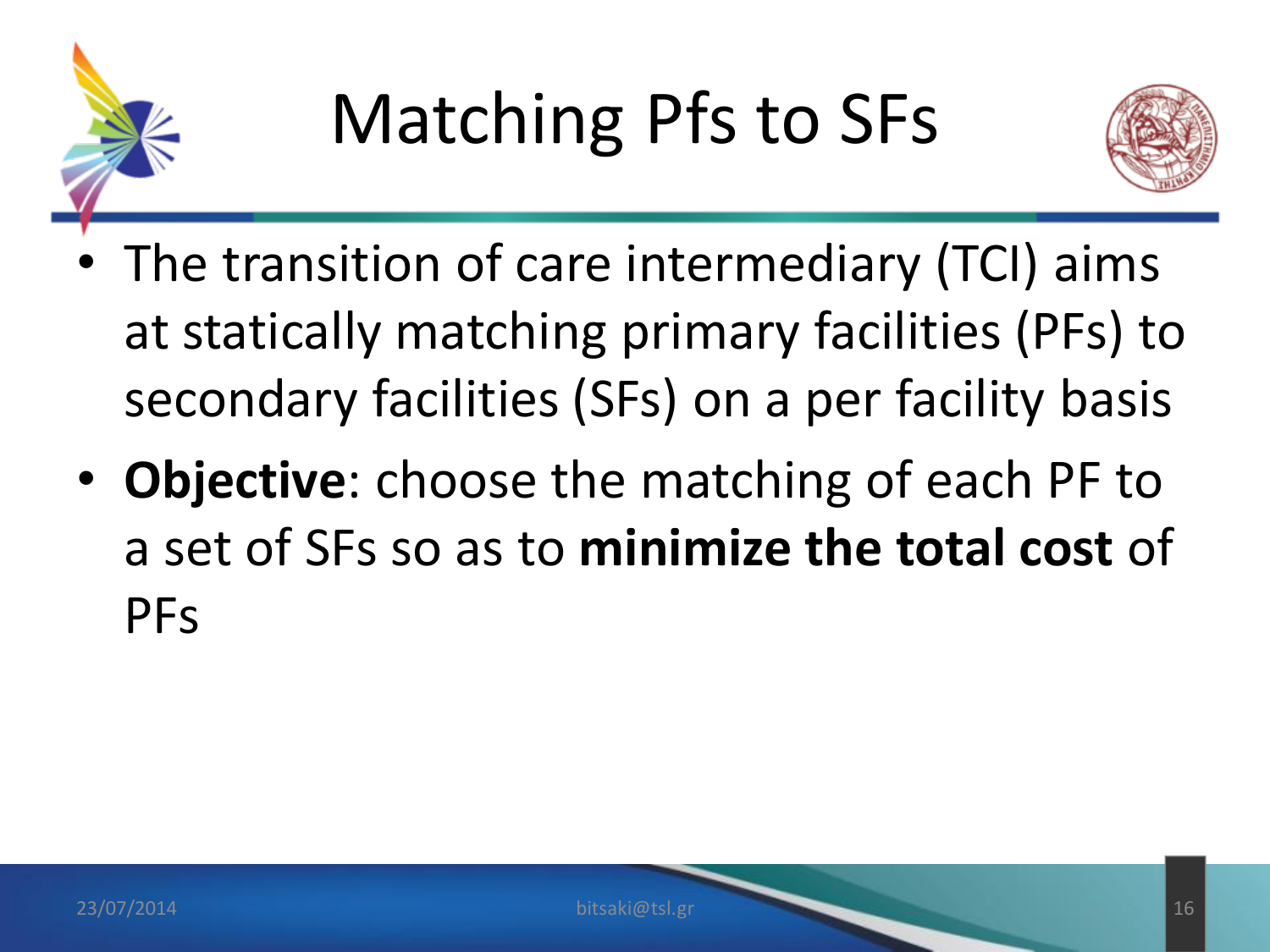# Matching Pfs to SFs

- The transition of care intermediary (TCI) aims at statically matching primary facilities (PFs) to secondary facilities (SFs) on a per facility basis
- **Objective**: choose the matching of each PF to a set of SFs so as to **minimize the total cost** of PFs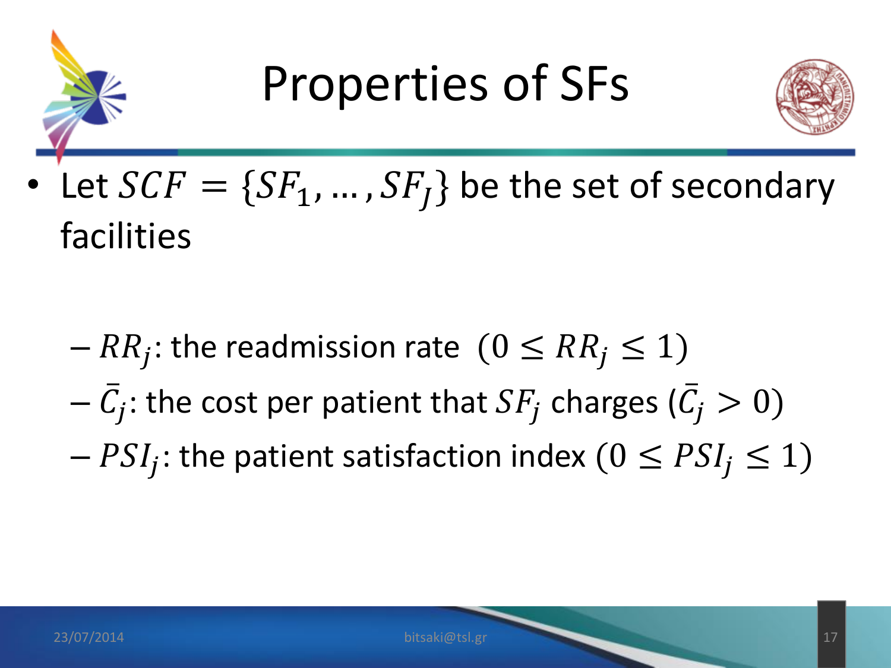# Properties of SFs

- Let $SCF = \{SF_1, \dots, SF_J\}$ be the set of secondary facilities
  - $RR_j$: the readmission rate $(0 \leq RR_j \leq 1)$
  - $\bar{C}_j$: the cost per patient that $SF_j$ charges ($\bar{C}_j > 0$)
  - $PSI_j$: the patient satisfaction index $(0 \leq PSI_j \leq 1)$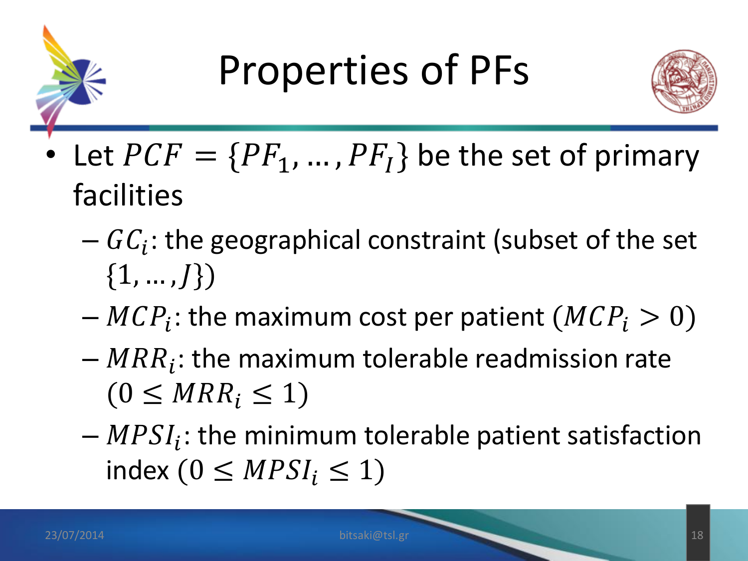# Properties of PFs

- Let $PCF = \{PF_1, \ldots, PF_I\}$ be the set of primary facilities
  - $GC_i$: the geographical constraint (subset of the set $\{1, \ldots, J\}$)
  - $MCP_i$: the maximum cost per patient ($MCP_i > 0$)
  - $MRR_i$: the maximum tolerable readmission rate ($0 \leq MRR_i \leq 1$)
  - $MPSI_i$: the minimum tolerable patient satisfaction index ($0 \leq MPSI_i \leq 1$)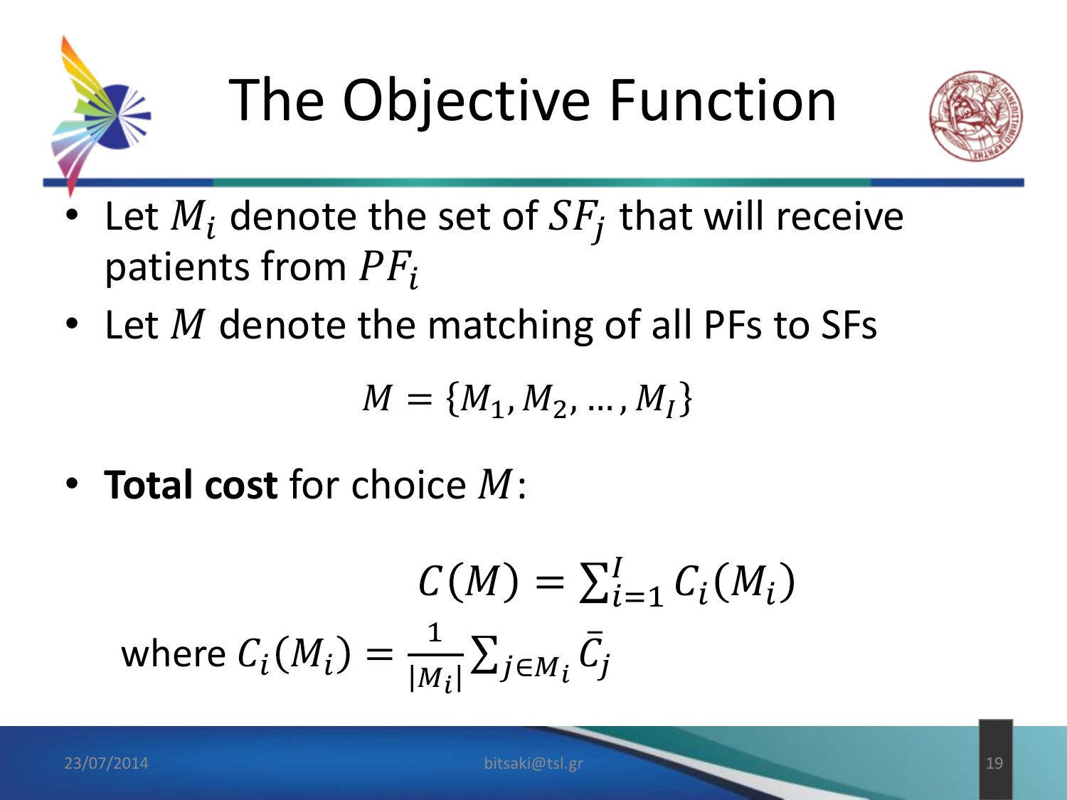# The Objective Function

- Let $M_i$ denote the set of $SF_j$ that will receive patients from $PF_i$
- Let $M$ denote the matching of all PFs to SFs

$$M = \{M_1, M_2, \ldots, M_I\}$$

- **Total cost** for choice $M$:

$$C(M) = \sum_{i=1}^{I} C_i(M_i)$$

where $C_i(M_i) = \frac{1}{|M_i|} \sum_{j \in M_i} \bar{C}_j$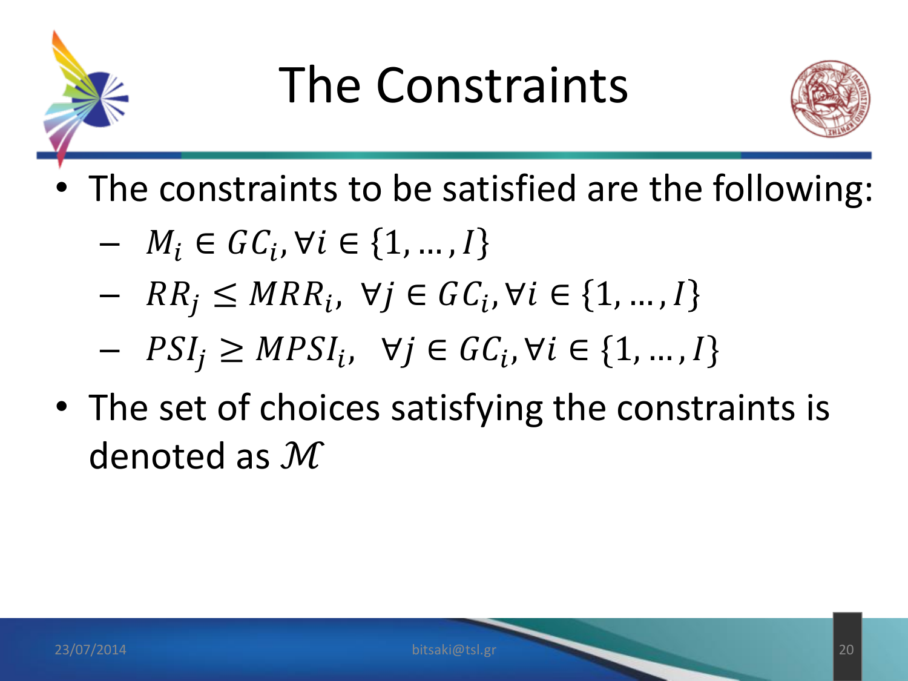# The Constraints

- The constraints to be satisfied are the following:
  - $M_i \in GC_i, \forall i \in \{1, \dots, I\}$
  - $RR_j \leq MRR_i, \ \forall j \in GC_i, \forall i \in \{1, \dots, I\}$
  - $PSI_j \geq MPSI_i, \ \forall j \in GC_i, \forall i \in \{1, \dots, I\}$
- The set of choices satisfying the constraints is denoted as $\mathcal{M}$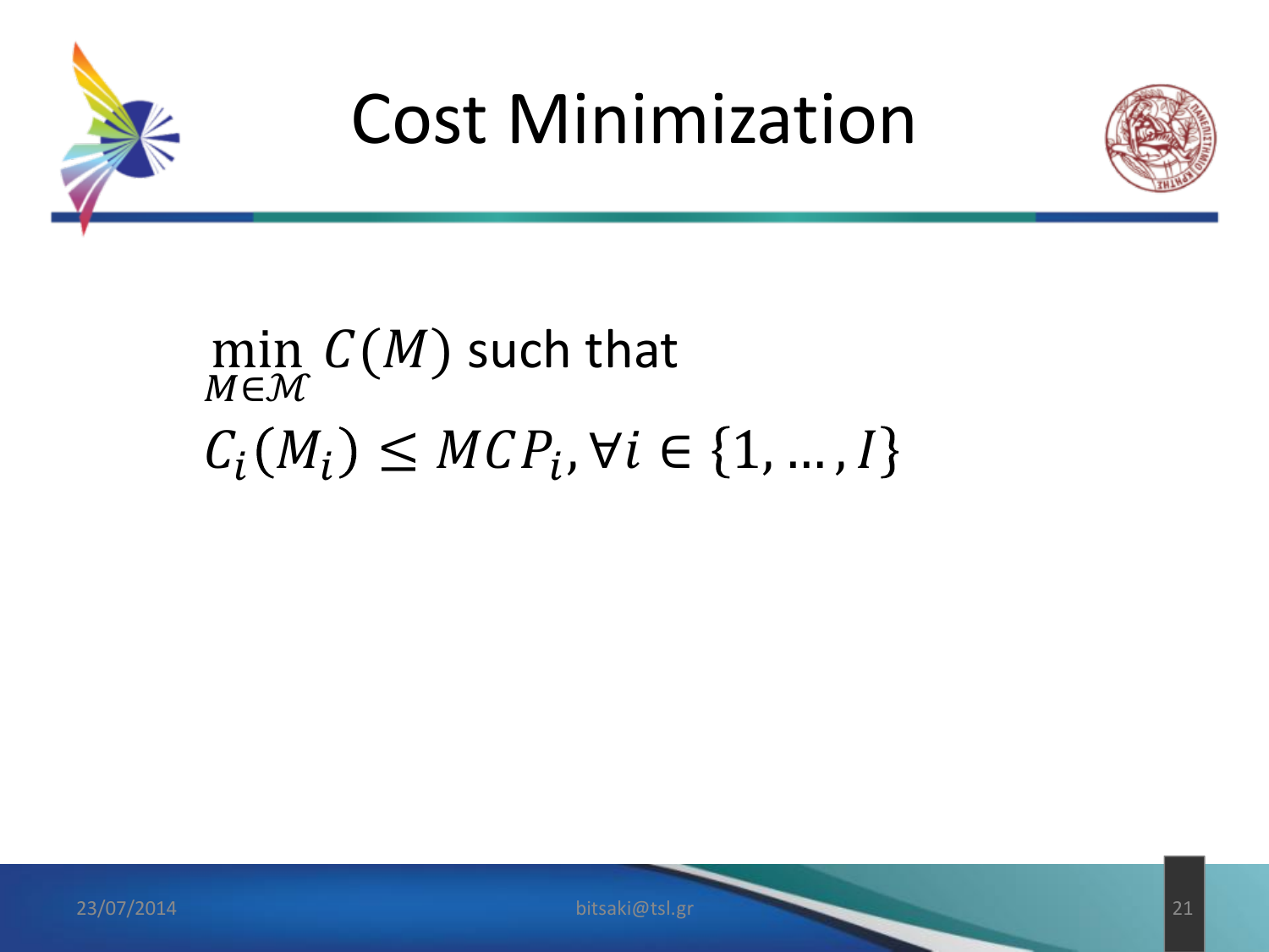# Cost Minimization

$$\min_{M \in \mathcal{M}} C(M) \text{ such that}$$

$$C_i(M_i) \leq MCP_i, \forall i \in \{1, \ldots, I\}$$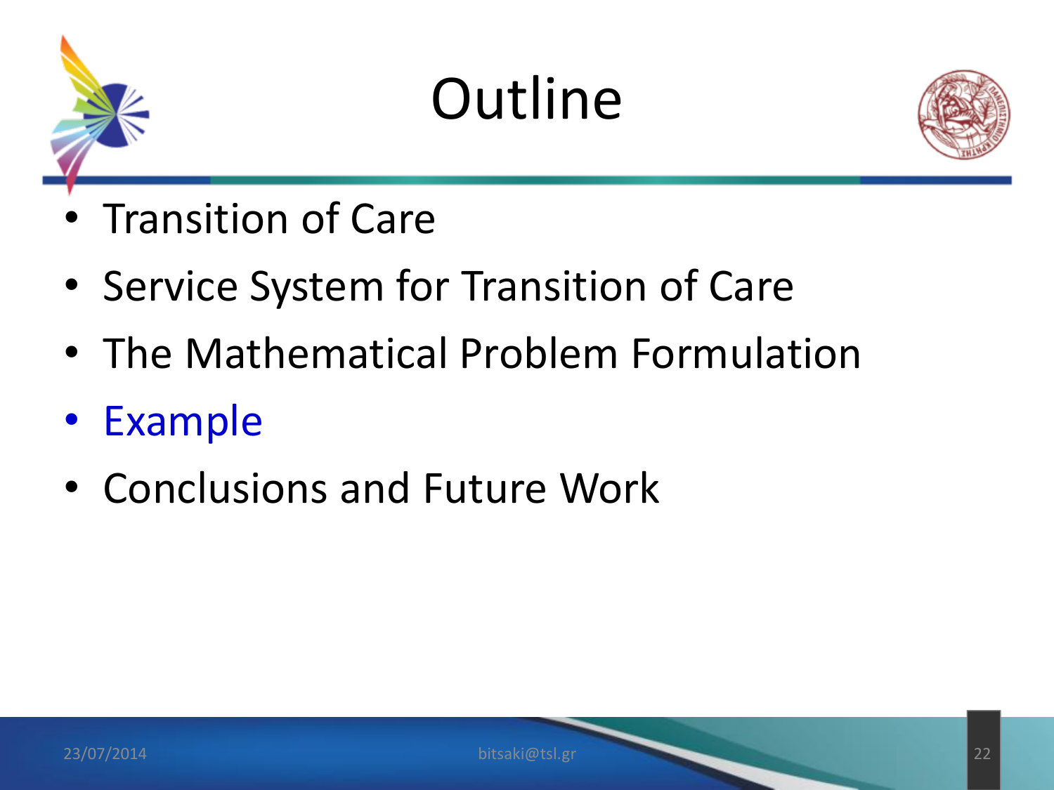# Outline

- Transition of Care
- Service System for Transition of Care
- The Mathematical Problem Formulation
- Example
- Conclusions and Future Work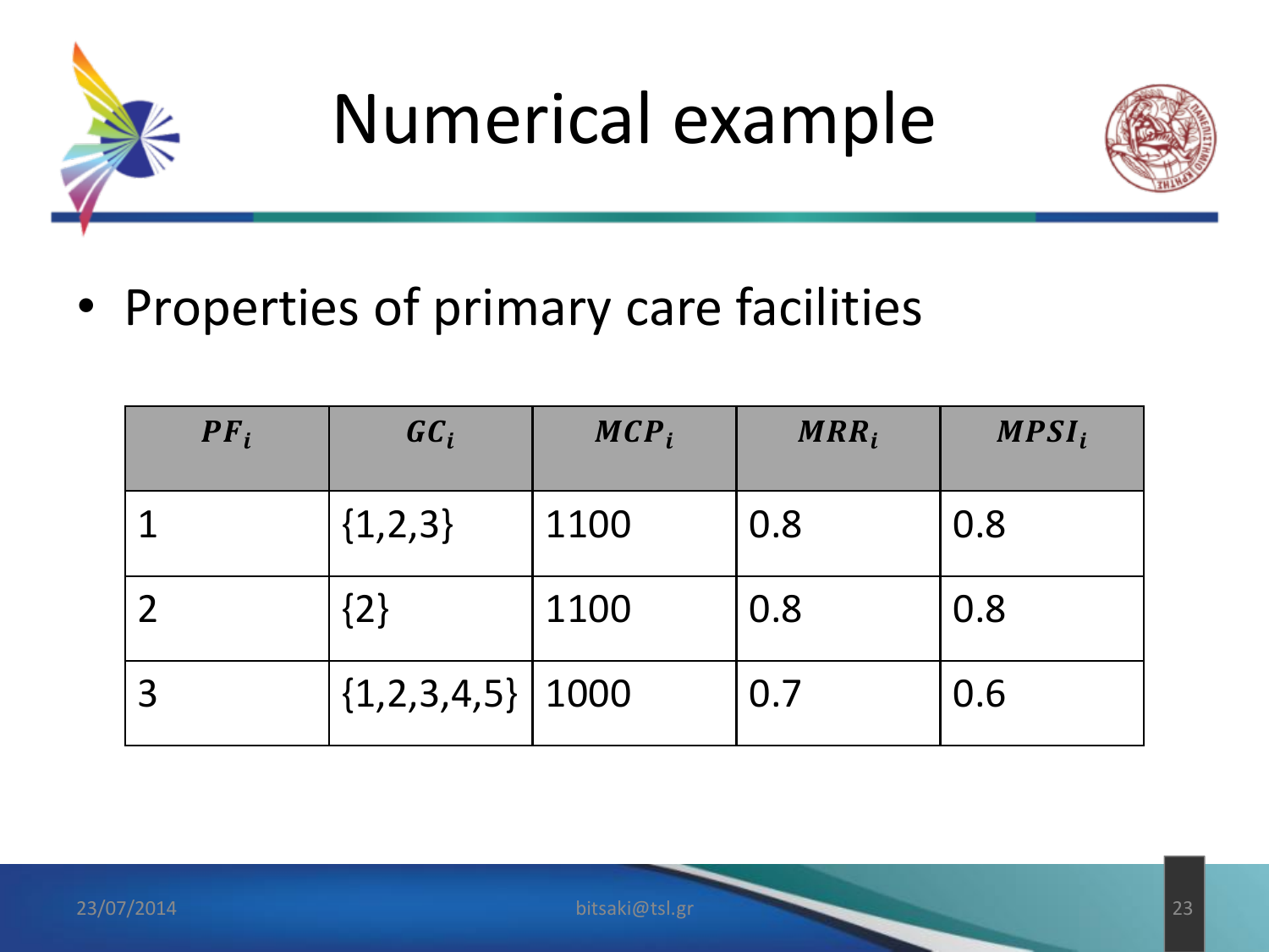# Numerical example

- Properties of primary care facilities

| $PF_i$ | $GC_i$ | $MCP_i$ | $MRR_i$ | $MPSI_i$ |
|---|---|---|---|---|
| 1 | {1,2,3} | 1100 | 0.8 | 0.8 |
| 2 | {2} | 1100 | 0.8 | 0.8 |
| 3 | {1,2,3,4,5} | 1000 | 0.7 | 0.6 |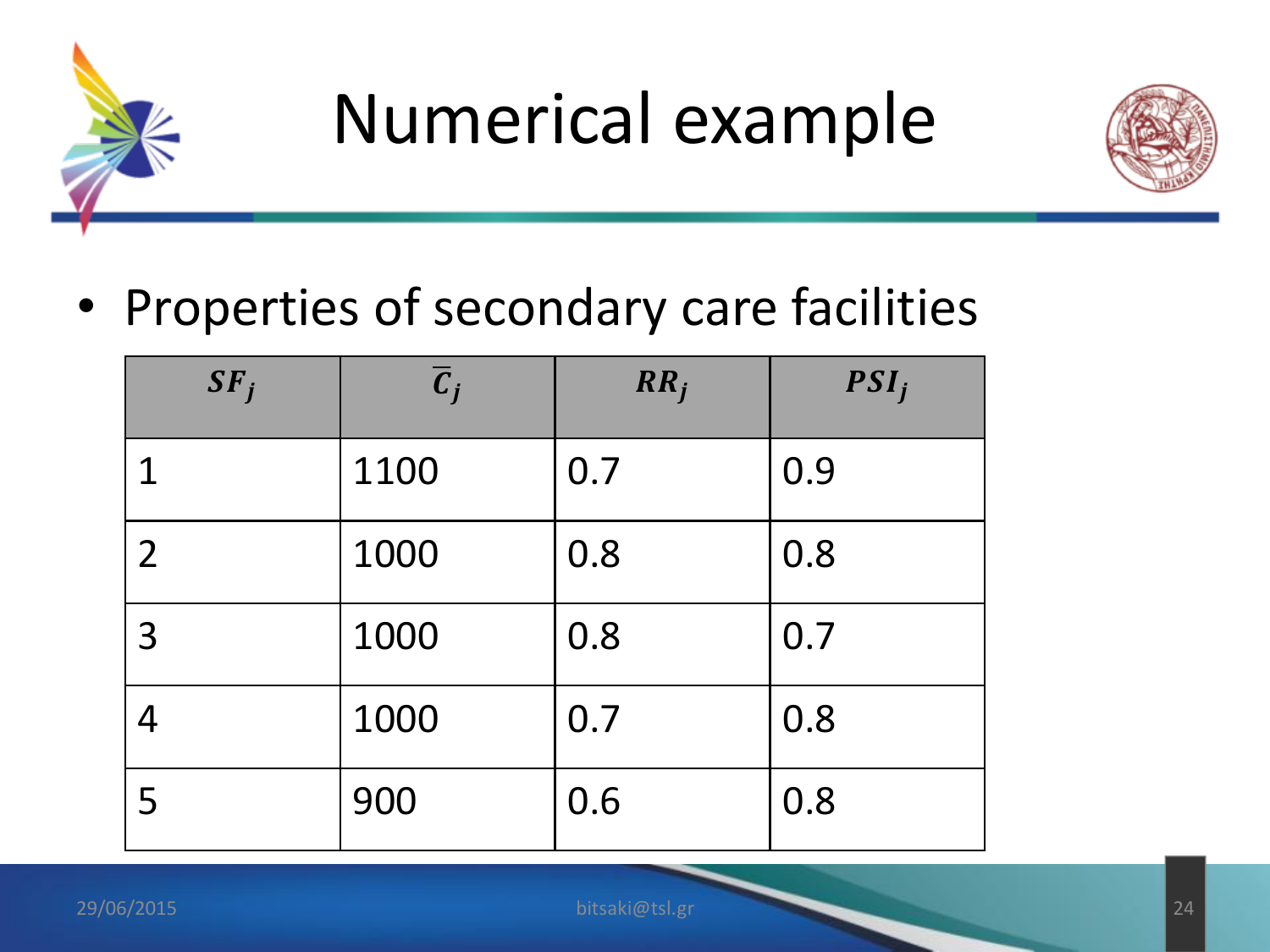# Numerical example

- Properties of secondary care facilities

| $SF_j$ | $\overline{C}_j$ | $RR_j$ | $PSI_j$ |
|---|---|---|---|
| 1 | 1100 | 0.7 | 0.9 |
| 2 | 1000 | 0.8 | 0.8 |
| 3 | 1000 | 0.8 | 0.7 |
| 4 | 1000 | 0.7 | 0.8 |
| 5 | 900 | 0.6 | 0.8 |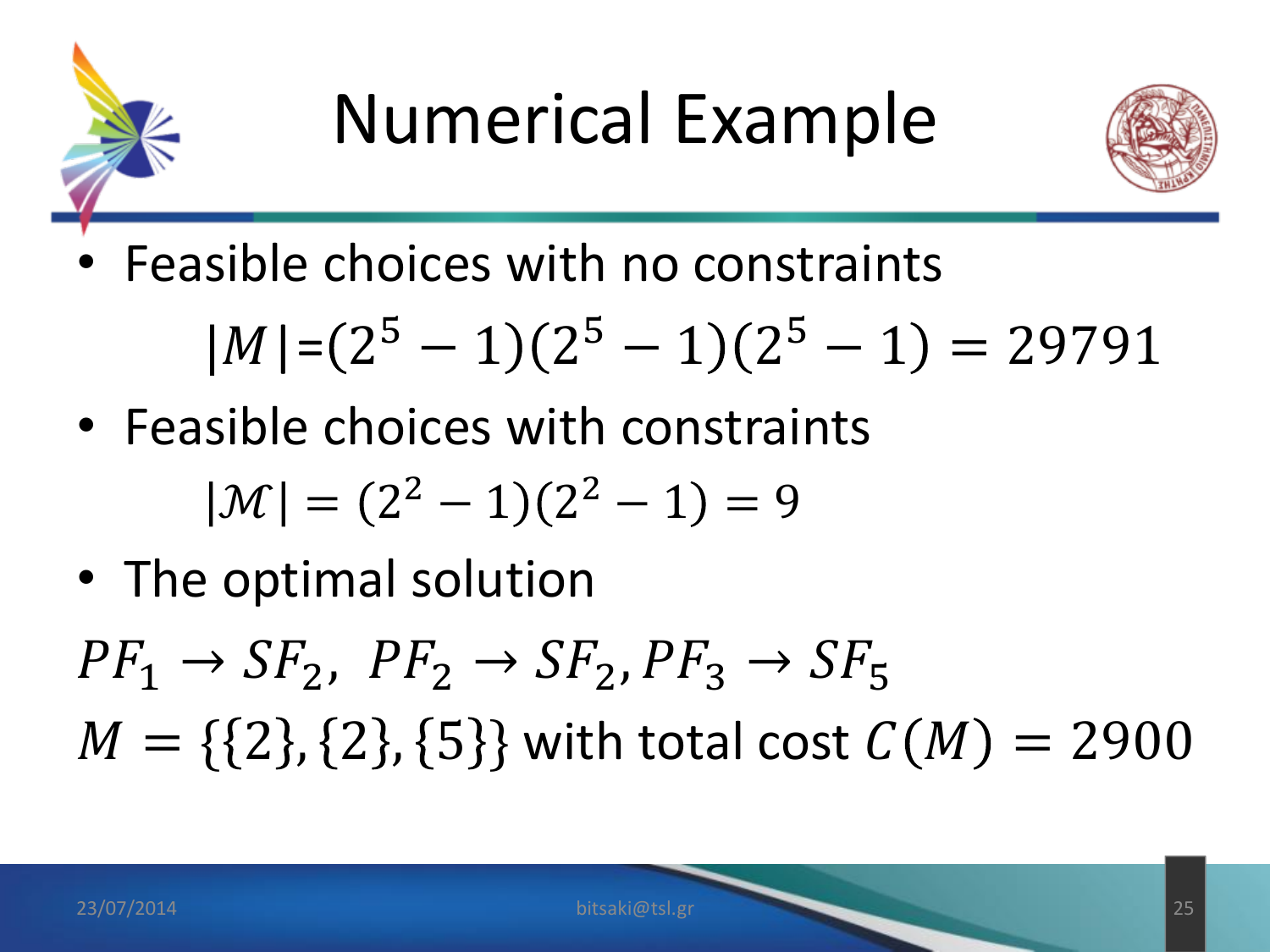# Numerical Example

- Feasible choices with no constraints

$$|M| = (2^5 - 1)(2^5 - 1)(2^5 - 1) = 29791$$

- Feasible choices with constraints

$$|\mathcal{M}| = (2^2 - 1)(2^2 - 1) = 9$$

- The optimal solution

$PF_1 \rightarrow SF_2,\ PF_2 \rightarrow SF_2, PF_3 \rightarrow SF_5$

$M = \{\{2\}, \{2\}, \{5\}\}$ with total cost $C(M) = 2900$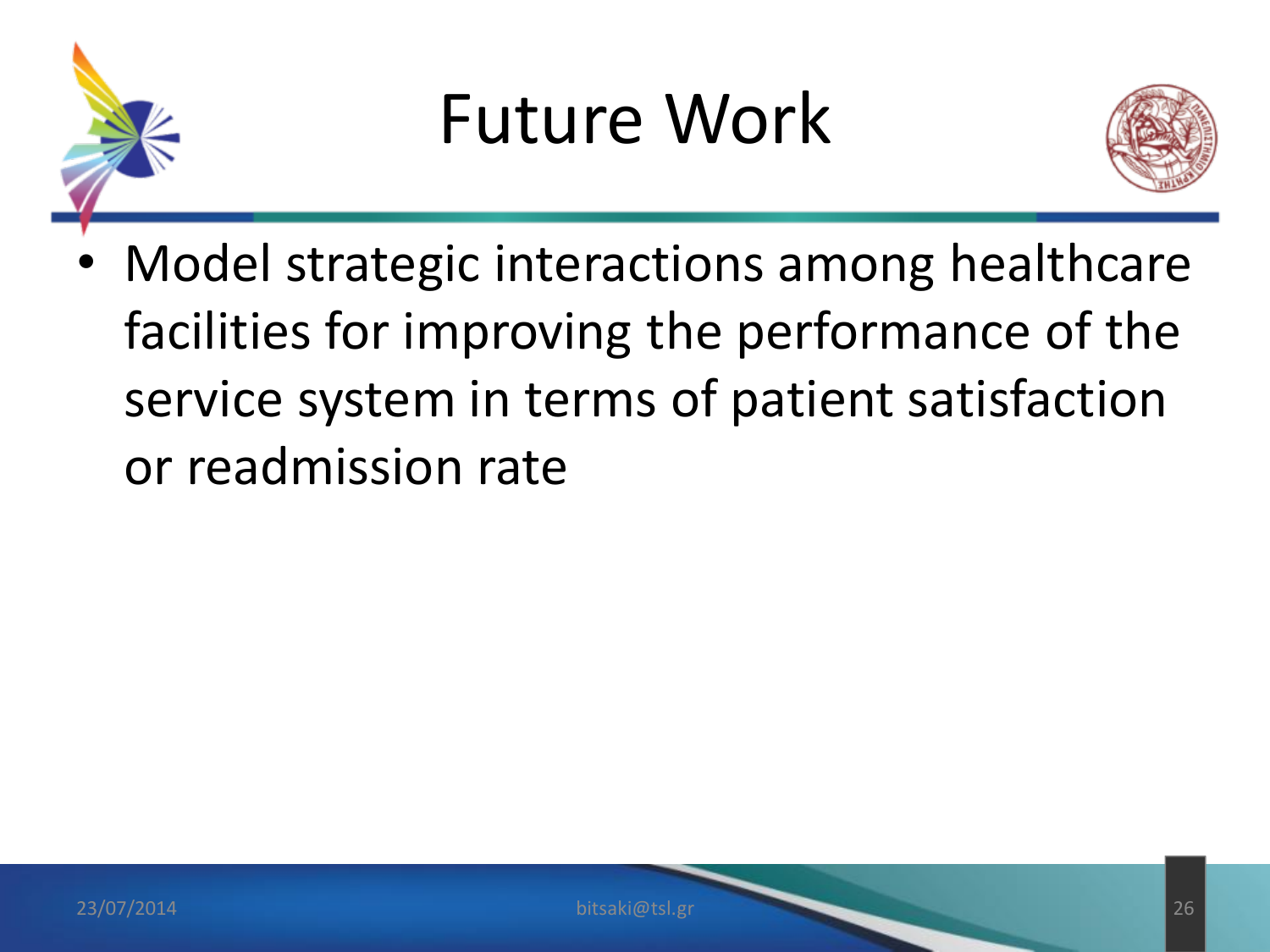# Future Work

- Model strategic interactions among healthcare facilities for improving the performance of the service system in terms of patient satisfaction or readmission rate